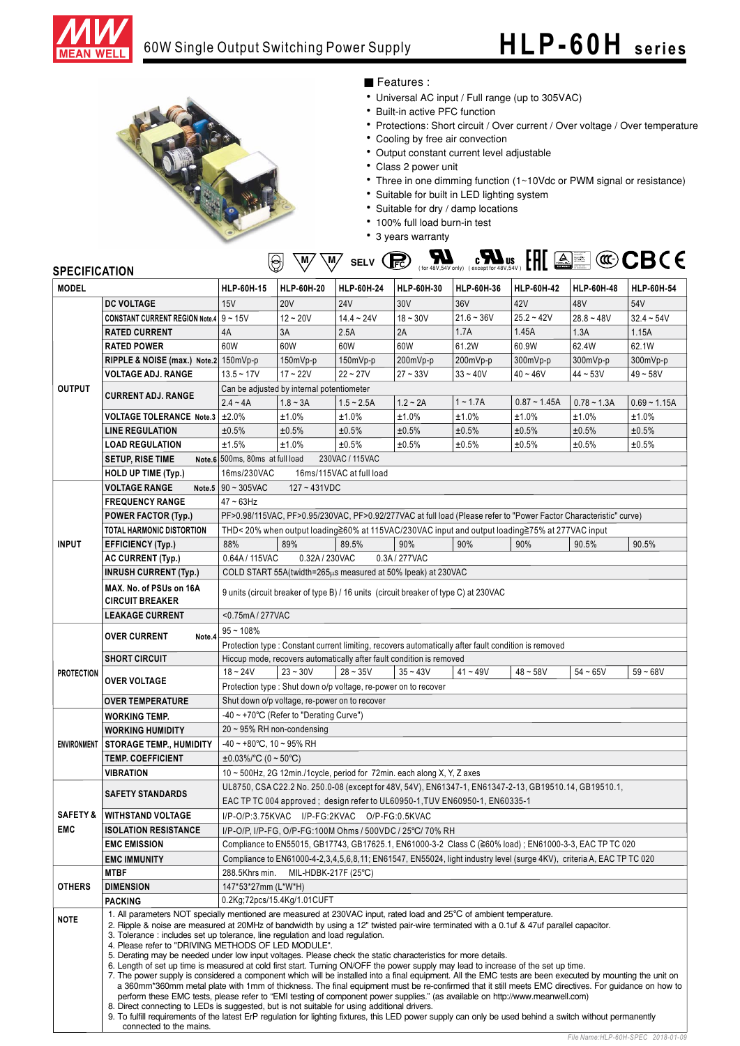# 60W Single Output Switching Power Supply

## HLP-60H series

■ Features :

- Universal AC input / Full range (up to 305VAC)
- Built-in active PFC function
- Protections: Short circuit / Over current / Over voltage / Over temperature
- Cooling by free air convection
- Output constant current level adjustable
- Class 2 power unit
- Three in one dimming function (1~10Vdc or PWM signal or resistance)
- Suitable for built in LED lighting system
- Suitable for dry / damp locations
- 100% full load burn-in test
- 3 years warranty

SELV (for 48V,54V only) (except for 48V,54V)

## SPECIFICATION

| | MODEL | HLP-60H-15 | HLP-60H-20 | HLP-60H-24 | HLP-60H-30 | HLP-60H-36 | HLP-60H-42 | HLP-60H-48 | HLP-60H-54 |
|---|---|---|---|---|---|---|---|---|---|
| OUTPUT | DC VOLTAGE | 15V | 20V | 24V | 30V | 36V | 42V | 48V | 54V |
| | CONSTANT CURRENT REGION Note.4 | 9 ~ 15V | 12 ~ 20V | 14.4 ~ 24V | 18 ~ 30V | 21.6 ~ 36V | 25.2 ~ 42V | 28.8 ~ 48V | 32.4 ~ 54V |
| | RATED CURRENT | 4A | 3A | 2.5A | 2A | 1.7A | 1.45A | 1.3A | 1.15A |
| | RATED POWER | 60W | 60W | 60W | 60W | 61.2W | 60.9W | 62.4W | 62.1W |
| | RIPPLE & NOISE (max.) Note.2 | 150mVp-p | 150mVp-p | 150mVp-p | 200mVp-p | 200mVp-p | 300mVp-p | 300mVp-p | 300mVp-p |
| | VOLTAGE ADJ. RANGE | 13.5 ~ 17V | 17 ~ 22V | 22 ~ 27V | 27 ~ 33V | 33 ~ 40V | 40 ~ 46V | 44 ~ 53V | 49 ~ 58V |
| | CURRENT ADJ. RANGE | Can be adjusted by internal potentiometer | | | | | | | |
| | | 2.4 ~ 4A | 1.8 ~ 3A | 1.5 ~ 2.5A | 1.2 ~ 2A | 1 ~ 1.7A | 0.87 ~ 1.45A | 0.78 ~ 1.3A | 0.69 ~ 1.15A |
| | VOLTAGE TOLERANCE Note.3 | ±2.0% | ±1.0% | ±1.0% | ±1.0% | ±1.0% | ±1.0% | ±1.0% | ±1.0% |
| | LINE REGULATION | ±0.5% | ±0.5% | ±0.5% | ±0.5% | ±0.5% | ±0.5% | ±0.5% | ±0.5% |
| | LOAD REGULATION | ±1.5% | ±1.0% | ±0.5% | ±0.5% | ±0.5% | ±0.5% | ±0.5% | ±0.5% |
| | SETUP, RISE TIME Note.6 | 500ms, 80ms at full load 230VAC / 115VAC | | | | | | | |
| | HOLD UP TIME (Typ.) | 16ms/230VAC 16ms/115VAC at full load | | | | | | | |
| INPUT | VOLTAGE RANGE Note.5 | 90 ~ 305VAC 127 ~ 431VDC | | | | | | | |
| | FREQUENCY RANGE | 47 ~ 63Hz | | | | | | | |
| | POWER FACTOR (Typ.) | PF>0.98/115VAC, PF>0.95/230VAC, PF>0.92/277VAC at full load (Please refer to "Power Factor Characteristic" curve) | | | | | | | |
| | TOTAL HARMONIC DISTORTION | THD< 20% when output loading≧60% at 115VAC/230VAC input and output loading≧75% at 277VAC input | | | | | | | |
| | EFFICIENCY (Typ.) | 88% | 89% | 89.5% | 90% | 90% | 90% | 90.5% | 90.5% |
| | AC CURRENT (Typ.) | 0.64A / 115VAC 0.32A / 230VAC 0.3A / 277VAC | | | | | | | |
| | INRUSH CURRENT (Typ.) | COLD START 55A(twidth=265μs measured at 50% Ipeak) at 230VAC | | | | | | | |
| | MAX. No. of PSUs on 16A CIRCUIT BREAKER | 9 units (circuit breaker of type B) / 16 units (circuit breaker of type C) at 230VAC | | | | | | | |
| | LEAKAGE CURRENT | <0.75mA / 277VAC | | | | | | | |
| PROTECTION | OVER CURRENT Note.4 | 95 ~ 108% | | | | | | | |
| | | Protection type : Constant current limiting, recovers automatically after fault condition is removed | | | | | | | |
| | SHORT CIRCUIT | Hiccup mode, recovers automatically after fault condition is removed | | | | | | | |
| | OVER VOLTAGE | 18 ~ 24V | 23 ~ 30V | 28 ~ 35V | 35 ~ 43V | 41 ~ 49V | 48 ~ 58V | 54 ~ 65V | 59 ~ 68V |
| | | Protection type : Shut down o/p voltage, re-power on to recover | | | | | | | |
| | OVER TEMPERATURE | Shut down o/p voltage, re-power on to recover | | | | | | | |
| ENVIRONMENT | WORKING TEMP. | -40 ~ +70℃ (Refer to "Derating Curve") | | | | | | | |
| | WORKING HUMIDITY | 20 ~ 95% RH non-condensing | | | | | | | |
| | STORAGE TEMP., HUMIDITY | -40 ~ +80℃, 10 ~ 95% RH | | | | | | | |
| | TEMP. COEFFICIENT | ±0.03%/℃ (0 ~ 50℃) | | | | | | | |
| | VIBRATION | 10 ~ 500Hz, 2G 12min./1cycle, period for 72min. each along X, Y, Z axes | | | | | | | |
| SAFETY & EMC | SAFETY STANDARDS | UL8750, CSA C22.2 No. 250.0-08 (except for 48V, 54V), EN61347-1, EN61347-2-13, GB19510.14, GB19510.1, EAC TP TC 004 approved ; design refer to UL60950-1,TUV EN60950-1, EN60335-1 | | | | | | | |
| | WITHSTAND VOLTAGE | I/P-O/P:3.75KVAC I/P-FG:2KVAC O/P-FG:0.5KVAC | | | | | | | |
| | ISOLATION RESISTANCE | I/P-O/P, I/P-FG, O/P-FG:100M Ohms / 500VDC / 25℃/ 70% RH | | | | | | | |
| | EMC EMISSION | Compliance to EN55015, GB17743, GB17625.1, EN61000-3-2 Class C (≧60% load) ; EN61000-3-3, EAC TP TC 020 | | | | | | | |
| | EMC IMMUNITY | Compliance to EN61000-4-2,3,4,5,6,8,11; EN61547, EN55024, light industry level (surge 4KV), criteria A, EAC TP TC 020 | | | | | | | |
| OTHERS | MTBF | 288.5Khrs min. MIL-HDBK-217F (25℃) | | | | | | | |
| | DIMENSION | 147*53*27mm (L*W*H) | | | | | | | |
| | PACKING | 0.2Kg;72pcs/15.4Kg/1.01CUFT | | | | | | | |

**NOTE**

1. All parameters NOT specially mentioned are measured at 230VAC input, rated load and 25℃ of ambient temperature.
2. Ripple & noise are measured at 20MHz of bandwidth by using a 12" twisted pair-wire terminated with a 0.1uf & 47uf parallel capacitor.
3. Tolerance : includes set up tolerance, line regulation and load regulation.
4. Please refer to "DRIVING METHODS OF LED MODULE".
5. Derating may be needed under low input voltages. Please check the static characteristics for more details.
6. Length of set up time is measured at cold first start. Turning ON/OFF the power supply may lead to increase of the set up time.
7. The power supply is considered a component which will be installed into a final equipment. All the EMC tests are been executed by mounting the unit on a 360mm*360mm metal plate with 1mm of thickness. The final equipment must be re-confirmed that it still meets EMC directives. For guidance on how to perform these EMC tests, please refer to "EMI testing of component power supplies." (as available on http://www.meanwell.com)
8. Direct connecting to LEDs is suggested, but is not suitable for using additional drivers.
9. To fulfill requirements of the latest ErP regulation for lighting fixtures, this LED power supply can only be used behind a switch without permanently connected to the mains.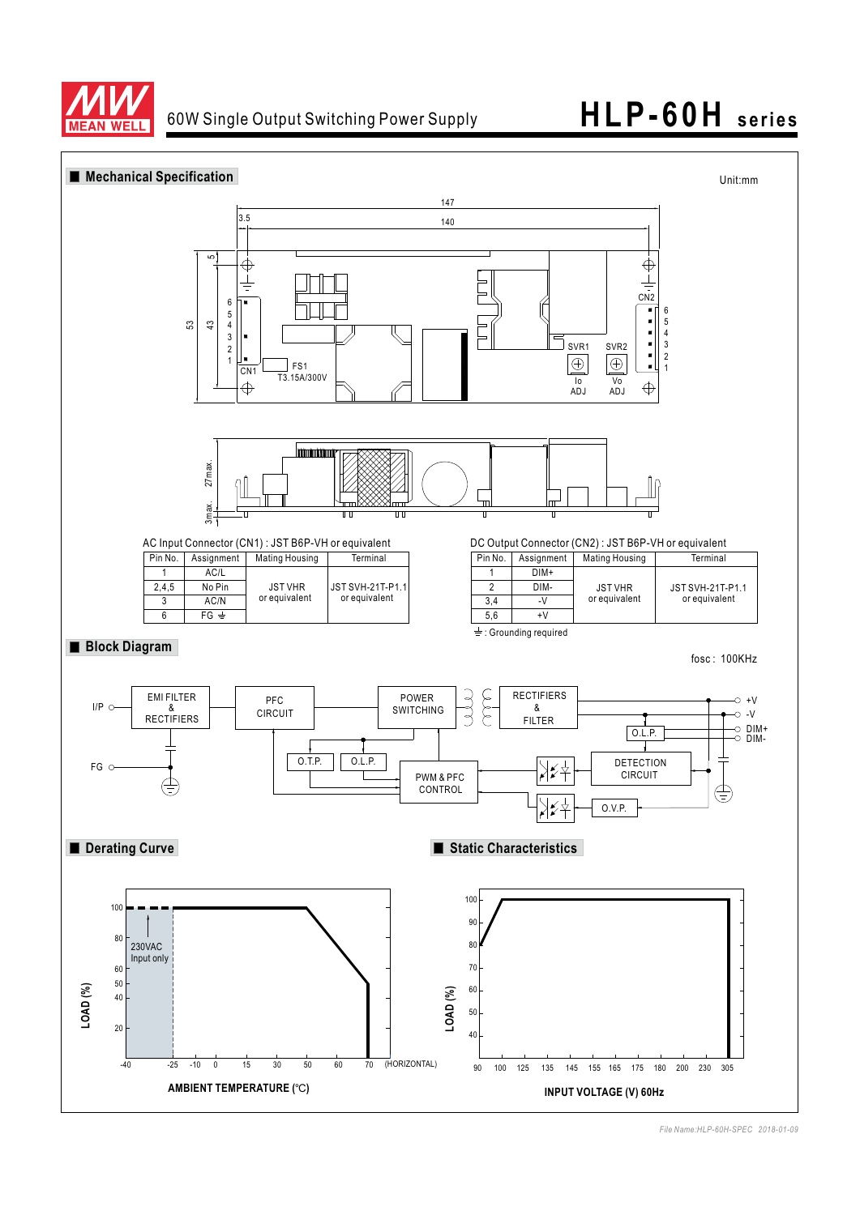# Mechanical Specification

Unit:mm

AC Input Connector (CN1) : JST B6P-VH or equivalent

| Pin No. | Assignment | Mating Housing | Terminal |
|---|---|---|---|
| 1 | AC/L | JST VHR or equivalent | JST SVH-21T-P1.1 or equivalent |
| 2,4,5 | No Pin | | |
| 3 | AC/N | | |
| 6 | FG ⏚ | | |

DC Output Connector (CN2) : JST B6P-VH or equivalent

| Pin No. | Assignment | Mating Housing | Terminal |
|---|---|---|---|
| 1 | DIM+ | JST VHR or equivalent | JST SVH-21T-P1.1 or equivalent |
| 2 | DIM- | | |
| 3,4 | -V | | |
| 5,6 | +V | | |

⏚ : Grounding required

# Block Diagram

fosc : 100KHz

# Derating Curve

# Static Characteristics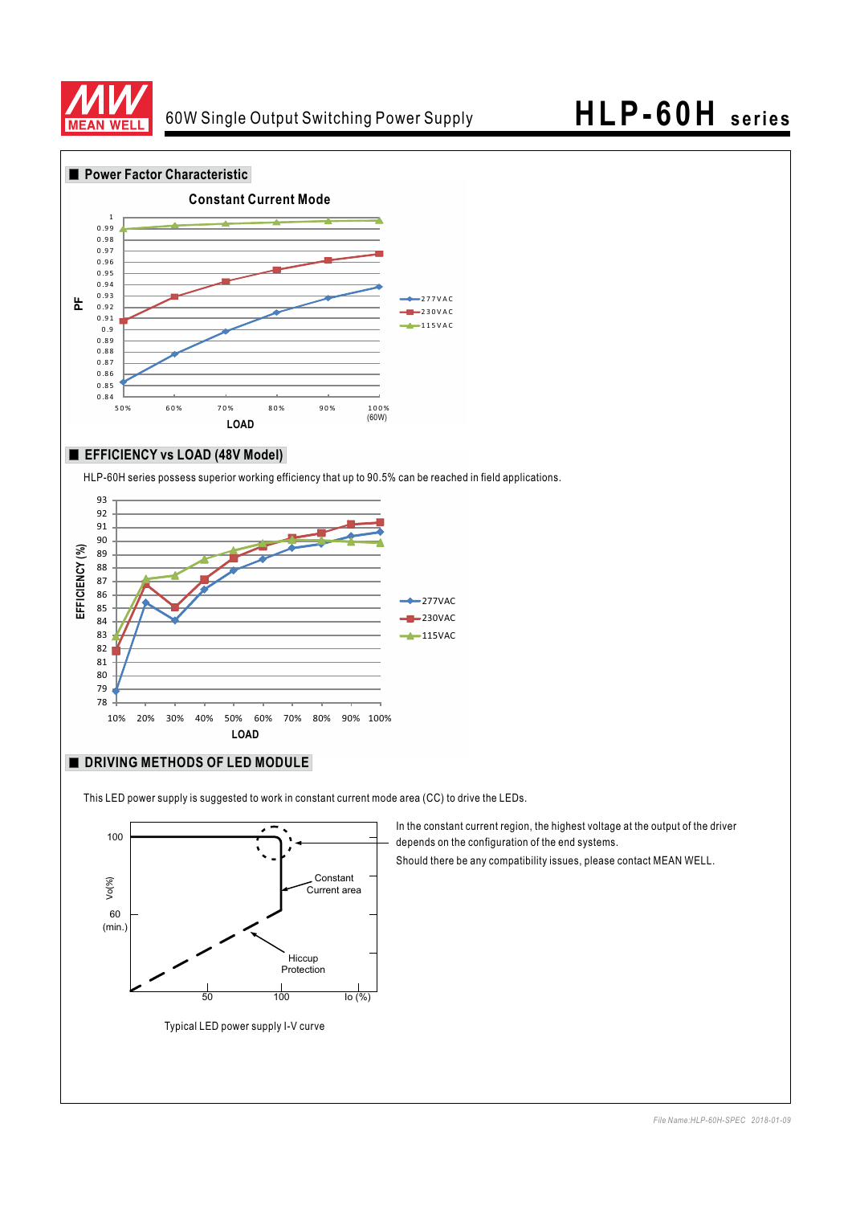## Power Factor Characteristic

### Constant Current Mode

## EFFICIENCY vs LOAD (48V Model)

HLP-60H series possess superior working efficiency that up to 90.5% can be reached in field applications.

## DRIVING METHODS OF LED MODULE

This LED power supply is suggested to work in constant current mode area (CC) to drive the LEDs.

In the constant current region, the highest voltage at the output of the driver depends on the configuration of the end systems.

Should there be any compatibility issues, please contact MEAN WELL.

Typical LED power supply I-V curve

*File Name:HLP-60H-SPEC 2018-01-09*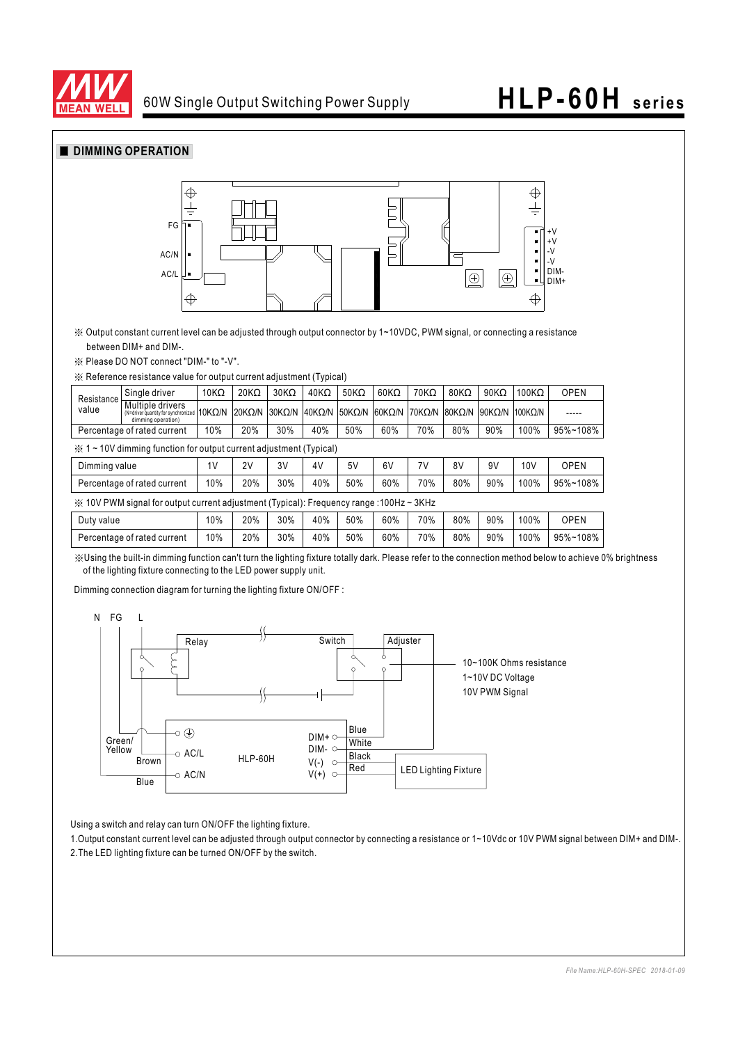## DIMMING OPERATION

FG
AC/N
AC/L
+V
+V
-V
-V
DIM-
DIM+

※ Output constant current level can be adjusted through output connector by 1~10VDC, PWM signal, or connecting a resistance between DIM+ and DIM-.

※ Please DO NOT connect "DIM-" to "-V".

※ Reference resistance value for output current adjustment (Typical)

| | | | | | | | | | | | | |
|---|---|---|---|---|---|---|---|---|---|---|---|---|
| Resistance value | Single driver | 10KΩ | 20KΩ | 30KΩ | 40KΩ | 50KΩ | 60KΩ | 70KΩ | 80KΩ | 90KΩ | 100KΩ | OPEN |
| | Multiple drivers (N=driver quantity for synchronized dimming operation) | 10KΩ/N | 20KΩ/N | 30KΩ/N | 40KΩ/N | 50KΩ/N | 60KΩ/N | 70KΩ/N | 80KΩ/N | 90KΩ/N | 100KΩ/N | ----- |
| Percentage of rated current | | 10% | 20% | 30% | 40% | 50% | 60% | 70% | 80% | 90% | 100% | 95%~108% |

※ 1 ~ 10V dimming function for output current adjustment (Typical)

| | | | | | | | | | | | |
|---|---|---|---|---|---|---|---|---|---|---|---|
| Dimming value | 1V | 2V | 3V | 4V | 5V | 6V | 7V | 8V | 9V | 10V | OPEN |
| Percentage of rated current | 10% | 20% | 30% | 40% | 50% | 60% | 70% | 80% | 90% | 100% | 95%~108% |

※ 10V PWM signal for output current adjustment (Typical): Frequency range :100Hz ~ 3KHz

| | | | | | | | | | | | |
|---|---|---|---|---|---|---|---|---|---|---|---|
| Duty value | 10% | 20% | 30% | 40% | 50% | 60% | 70% | 80% | 90% | 100% | OPEN |
| Percentage of rated current | 10% | 20% | 30% | 40% | 50% | 60% | 70% | 80% | 90% | 100% | 95%~108% |

※Using the built-in dimming function can't turn the lighting fixture totally dark. Please refer to the connection method below to achieve 0% brightness of the lighting fixture connecting to the LED power supply unit.

Dimming connection diagram for turning the lighting fixture ON/OFF :

N FG L
Relay
Switch
Adjuster
10~100K Ohms resistance
1~10V DC Voltage
10V PWM Signal
Green/ Yellow
Brown
Blue
AC/L
AC/N
HLP-60H
DIM+
DIM-
V(-)
V(+)
Blue
White
Black
Red
LED Lighting Fixture

Using a switch and relay can turn ON/OFF the lighting fixture.

1.Output constant current level can be adjusted through output connector by connecting a resistance or 1~10Vdc or 10V PWM signal between DIM+ and DIM-.

2.The LED lighting fixture can be turned ON/OFF by the switch.